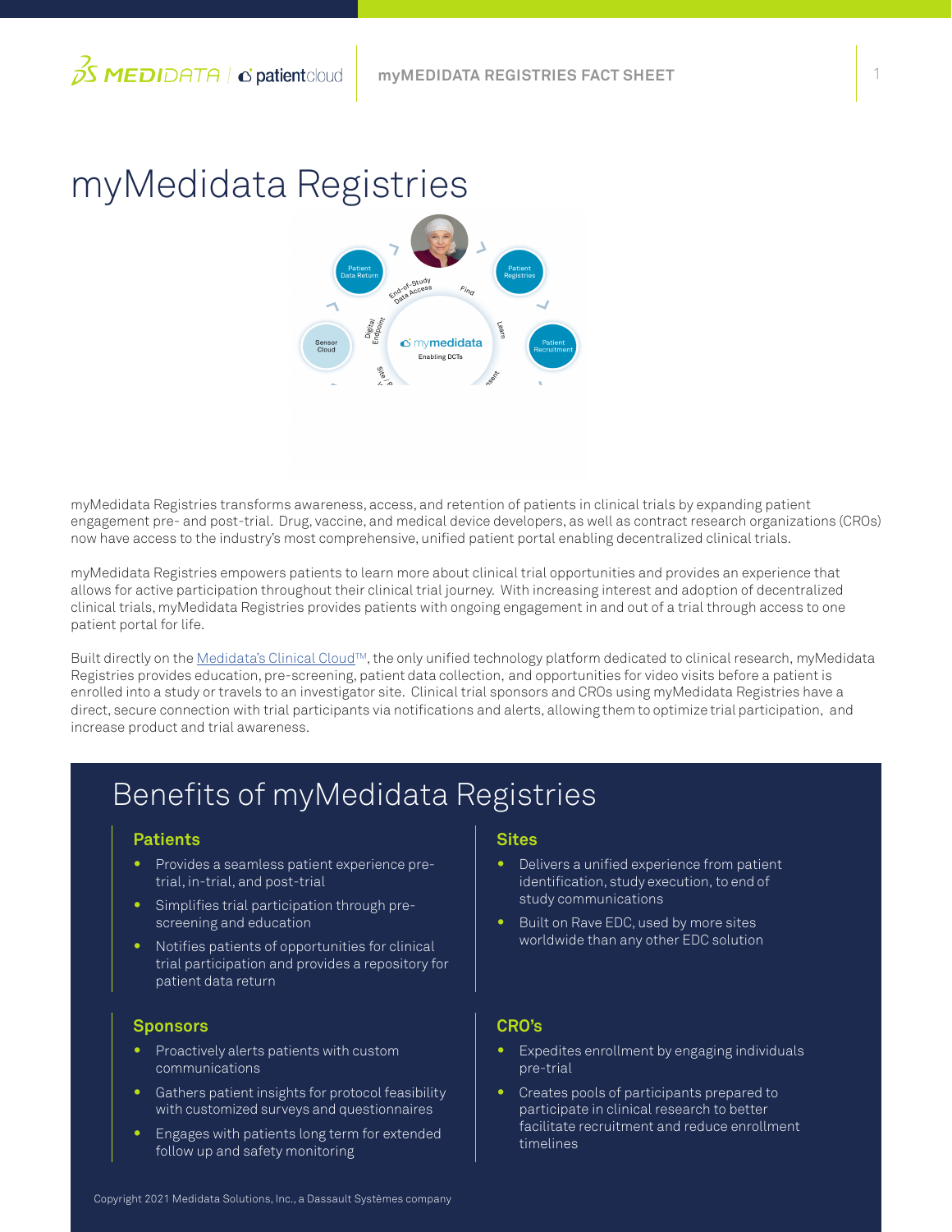# myMedidata Registries

myMedidata Registries transforms awareness, access, and retention of patients in clinical trials by expanding patient engagement pre- and post-trial. Drug, vaccine, and medical device developers, as well as contract research organizations (CROs) now have access to the industry's most comprehensive, unified patient portal enabling decentralized clinical trials.

myMedidata Registries empowers patients to learn more about clinical trial opportunities and provides an experience that allows for active participation throughout their clinical trial journey. With increasing interest and adoption of decentralized clinical trials, myMedidata Registries provides patients with ongoing engagement in and out of a trial through access to one patient portal for life.

Built directly on the Medidata's Clinical Cloud™, the only unified technology platform dedicated to clinical research, myMedidata Registries provides education, pre-screening, patient data collection, and opportunities for video visits before a patient is enrolled into a study or travels to an investigator site. Clinical trial sponsors and CROs using myMedidata Registries have a direct, secure connection with trial participants via notifications and alerts, allowing them to optimize trial participation, and increase product and trial awareness.

## Benefits of myMedidata Registries

### Patients

- Provides a seamless patient experience pre-trial, in-trial, and post-trial
- Simplifies trial participation through pre-screening and education
- Notifies patients of opportunities for clinical trial participation and provides a repository for patient data return

### Sites

- Delivers a unified experience from patient identification, study execution, to end of study communications
- Built on Rave EDC, used by more sites worldwide than any other EDC solution

### Sponsors

- Proactively alerts patients with custom communications
- Gathers patient insights for protocol feasibility with customized surveys and questionnaires
- Engages with patients long term for extended follow up and safety monitoring

### CRO's

- Expedites enrollment by engaging individuals pre-trial
- Creates pools of participants prepared to participate in clinical research to better facilitate recruitment and reduce enrollment timelines

Copyright 2021 Medidata Solutions, Inc., a Dassault Systèmes company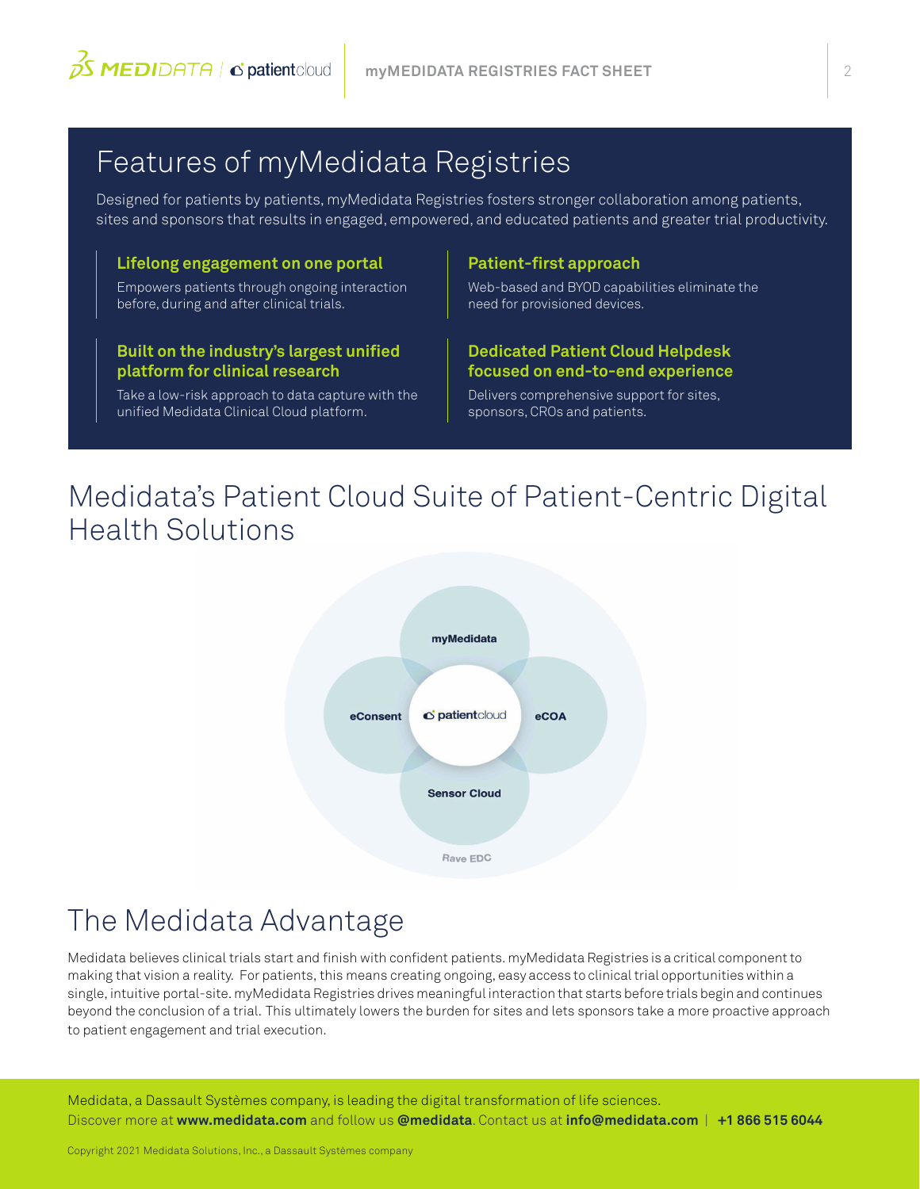# Features of myMedidata Registries

Designed for patients by patients, myMedidata Registries fosters stronger collaboration among patients, sites and sponsors that results in engaged, empowered, and educated patients and greater trial productivity.

### Lifelong engagement on one portal

Empowers patients through ongoing interaction before, during and after clinical trials.

### Patient-first approach

Web-based and BYOD capabilities eliminate the need for provisioned devices.

### Built on the industry's largest unified platform for clinical research

Take a low-risk approach to data capture with the unified Medidata Clinical Cloud platform.

### Dedicated Patient Cloud Helpdesk focused on end-to-end experience

Delivers comprehensive support for sites, sponsors, CROs and patients.

# Medidata's Patient Cloud Suite of Patient-Centric Digital Health Solutions

myMedidata

eConsent

patientcloud

eCOA

Sensor Cloud

Rave EDC

# The Medidata Advantage

Medidata believes clinical trials start and finish with confident patients. myMedidata Registries is a critical component to making that vision a reality. For patients, this means creating ongoing, easy access to clinical trial opportunities within a single, intuitive portal-site. myMedidata Registries drives meaningful interaction that starts before trials begin and continues beyond the conclusion of a trial. This ultimately lowers the burden for sites and lets sponsors take a more proactive approach to patient engagement and trial execution.

Medidata, a Dassault Systèmes company, is leading the digital transformation of life sciences.
Discover more at **www.medidata.com** and follow us **@medidata**. Contact us at **info@medidata.com** | **+1 866 515 6044**

Copyright 2021 Medidata Solutions, Inc., a Dassault Systèmes company